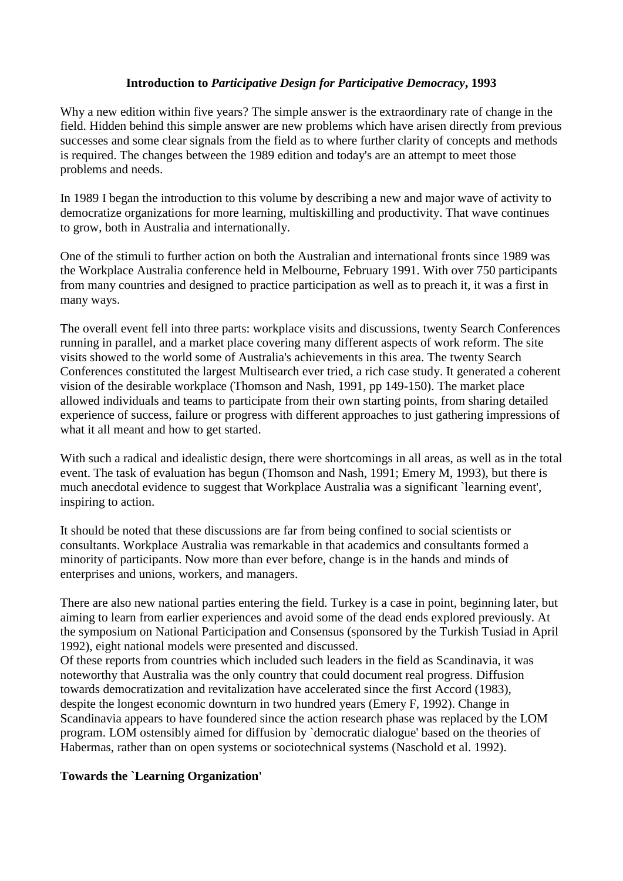# Introduction to *Participative Design for Participative Democracy*, 1993

Why a new edition within five years? The simple answer is the extraordinary rate of change in the field. Hidden behind this simple answer are new problems which have arisen directly from previous successes and some clear signals from the field as to where further clarity of concepts and methods is required. The changes between the 1989 edition and today's are an attempt to meet those problems and needs.

In 1989 I began the introduction to this volume by describing a new and major wave of activity to democratize organizations for more learning, multiskilling and productivity. That wave continues to grow, both in Australia and internationally.

One of the stimuli to further action on both the Australian and international fronts since 1989 was the Workplace Australia conference held in Melbourne, February 1991. With over 750 participants from many countries and designed to practice participation as well as to preach it, it was a first in many ways.

The overall event fell into three parts: workplace visits and discussions, twenty Search Conferences running in parallel, and a market place covering many different aspects of work reform. The site visits showed to the world some of Australia's achievements in this area. The twenty Search Conferences constituted the largest Multisearch ever tried, a rich case study. It generated a coherent vision of the desirable workplace (Thomson and Nash, 1991, pp 149-150). The market place allowed individuals and teams to participate from their own starting points, from sharing detailed experience of success, failure or progress with different approaches to just gathering impressions of what it all meant and how to get started.

With such a radical and idealistic design, there were shortcomings in all areas, as well as in the total event. The task of evaluation has begun (Thomson and Nash, 1991; Emery M, 1993), but there is much anecdotal evidence to suggest that Workplace Australia was a significant `learning event', inspiring to action.

It should be noted that these discussions are far from being confined to social scientists or consultants. Workplace Australia was remarkable in that academics and consultants formed a minority of participants. Now more than ever before, change is in the hands and minds of enterprises and unions, workers, and managers.

There are also new national parties entering the field. Turkey is a case in point, beginning later, but aiming to learn from earlier experiences and avoid some of the dead ends explored previously. At the symposium on National Participation and Consensus (sponsored by the Turkish Tusiad in April 1992), eight national models were presented and discussed.
Of these reports from countries which included such leaders in the field as Scandinavia, it was noteworthy that Australia was the only country that could document real progress. Diffusion towards democratization and revitalization have accelerated since the first Accord (1983), despite the longest economic downturn in two hundred years (Emery F, 1992). Change in Scandinavia appears to have foundered since the action research phase was replaced by the LOM program. LOM ostensibly aimed for diffusion by `democratic dialogue' based on the theories of Habermas, rather than on open systems or sociotechnical systems (Naschold et al. 1992).

## Towards the `Learning Organization'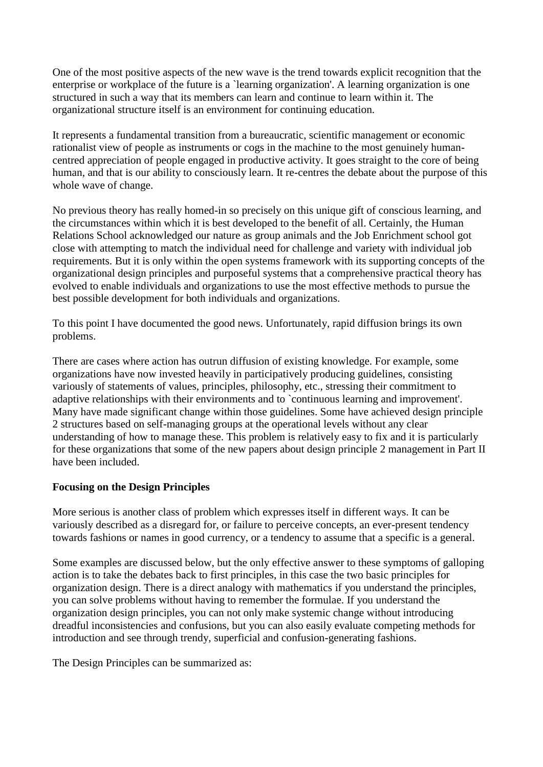One of the most positive aspects of the new wave is the trend towards explicit recognition that the enterprise or workplace of the future is a `learning organization'. A learning organization is one structured in such a way that its members can learn and continue to learn within it. The organizational structure itself is an environment for continuing education.

It represents a fundamental transition from a bureaucratic, scientific management or economic rationalist view of people as instruments or cogs in the machine to the most genuinely human-centred appreciation of people engaged in productive activity. It goes straight to the core of being human, and that is our ability to consciously learn. It re-centres the debate about the purpose of this whole wave of change.

No previous theory has really homed-in so precisely on this unique gift of conscious learning, and the circumstances within which it is best developed to the benefit of all. Certainly, the Human Relations School acknowledged our nature as group animals and the Job Enrichment school got close with attempting to match the individual need for challenge and variety with individual job requirements. But it is only within the open systems framework with its supporting concepts of the organizational design principles and purposeful systems that a comprehensive practical theory has evolved to enable individuals and organizations to use the most effective methods to pursue the best possible development for both individuals and organizations.

To this point I have documented the good news. Unfortunately, rapid diffusion brings its own problems.

There are cases where action has outrun diffusion of existing knowledge. For example, some organizations have now invested heavily in participatively producing guidelines, consisting variously of statements of values, principles, philosophy, etc., stressing their commitment to adaptive relationships with their environments and to `continuous learning and improvement'. Many have made significant change within those guidelines. Some have achieved design principle 2 structures based on self-managing groups at the operational levels without any clear understanding of how to manage these. This problem is relatively easy to fix and it is particularly for these organizations that some of the new papers about design principle 2 management in Part II have been included.

**Focusing on the Design Principles**

More serious is another class of problem which expresses itself in different ways. It can be variously described as a disregard for, or failure to perceive concepts, an ever-present tendency towards fashions or names in good currency, or a tendency to assume that a specific is a general.

Some examples are discussed below, but the only effective answer to these symptoms of galloping action is to take the debates back to first principles, in this case the two basic principles for organization design. There is a direct analogy with mathematics if you understand the principles, you can solve problems without having to remember the formulae. If you understand the organization design principles, you can not only make systemic change without introducing dreadful inconsistencies and confusions, but you can also easily evaluate competing methods for introduction and see through trendy, superficial and confusion-generating fashions.

The Design Principles can be summarized as: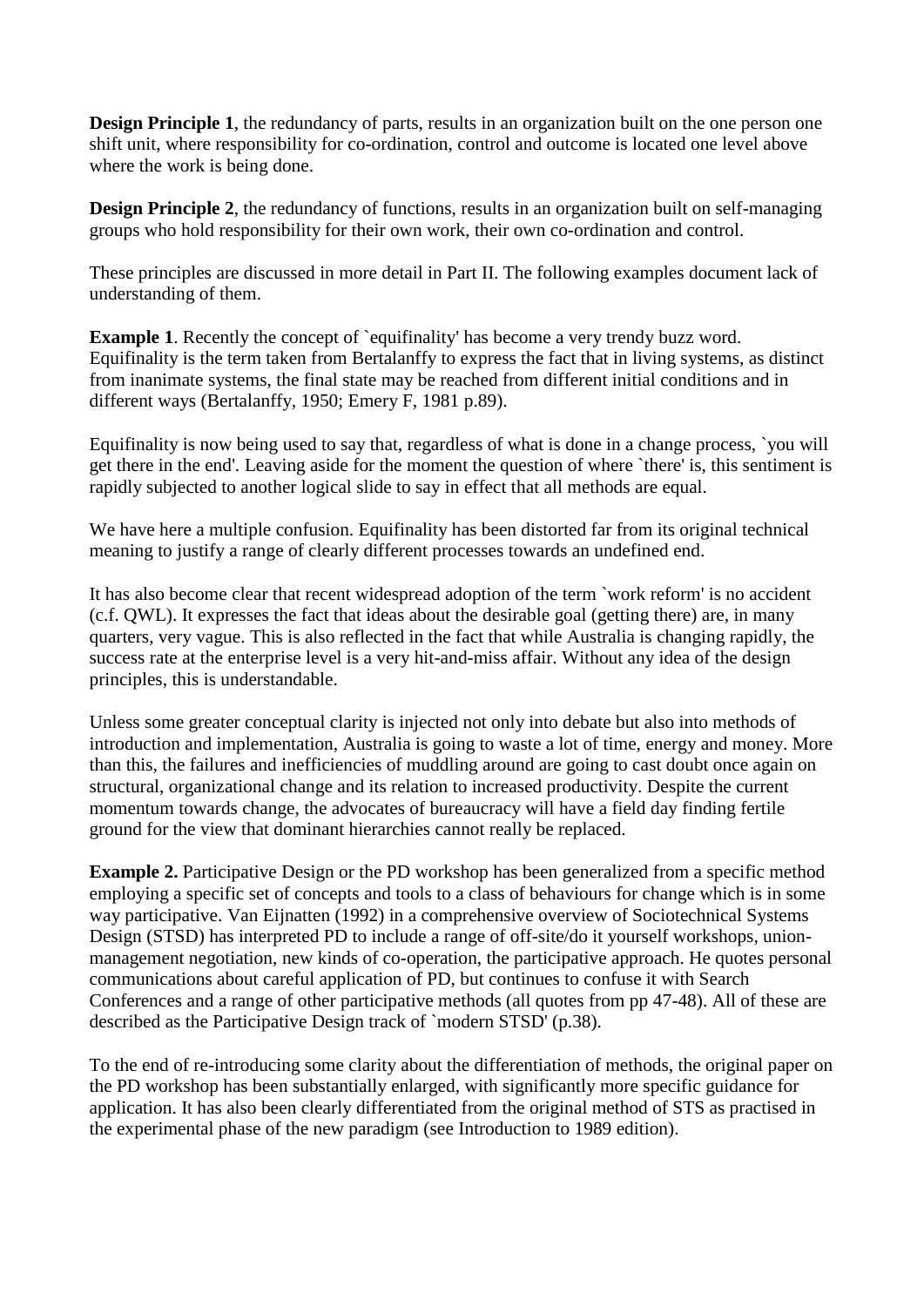**Design Principle 1**, the redundancy of parts, results in an organization built on the one person one shift unit, where responsibility for co-ordination, control and outcome is located one level above where the work is being done.

**Design Principle 2**, the redundancy of functions, results in an organization built on self-managing groups who hold responsibility for their own work, their own co-ordination and control.

These principles are discussed in more detail in Part II. The following examples document lack of understanding of them.

**Example 1**. Recently the concept of `equifinality' has become a very trendy buzz word. Equifinality is the term taken from Bertalanffy to express the fact that in living systems, as distinct from inanimate systems, the final state may be reached from different initial conditions and in different ways (Bertalanffy, 1950; Emery F, 1981 p.89).

Equifinality is now being used to say that, regardless of what is done in a change process, `you will get there in the end'. Leaving aside for the moment the question of where `there' is, this sentiment is rapidly subjected to another logical slide to say in effect that all methods are equal.

We have here a multiple confusion. Equifinality has been distorted far from its original technical meaning to justify a range of clearly different processes towards an undefined end.

It has also become clear that recent widespread adoption of the term `work reform' is no accident (c.f. QWL). It expresses the fact that ideas about the desirable goal (getting there) are, in many quarters, very vague. This is also reflected in the fact that while Australia is changing rapidly, the success rate at the enterprise level is a very hit-and-miss affair. Without any idea of the design principles, this is understandable.

Unless some greater conceptual clarity is injected not only into debate but also into methods of introduction and implementation, Australia is going to waste a lot of time, energy and money. More than this, the failures and inefficiencies of muddling around are going to cast doubt once again on structural, organizational change and its relation to increased productivity. Despite the current momentum towards change, the advocates of bureaucracy will have a field day finding fertile ground for the view that dominant hierarchies cannot really be replaced.

**Example 2.** Participative Design or the PD workshop has been generalized from a specific method employing a specific set of concepts and tools to a class of behaviours for change which is in some way participative. Van Eijnatten (1992) in a comprehensive overview of Sociotechnical Systems Design (STSD) has interpreted PD to include a range of off-site/do it yourself workshops, union-management negotiation, new kinds of co-operation, the participative approach. He quotes personal communications about careful application of PD, but continues to confuse it with Search Conferences and a range of other participative methods (all quotes from pp 47-48). All of these are described as the Participative Design track of `modern STSD' (p.38).

To the end of re-introducing some clarity about the differentiation of methods, the original paper on the PD workshop has been substantially enlarged, with significantly more specific guidance for application. It has also been clearly differentiated from the original method of STS as practised in the experimental phase of the new paradigm (see Introduction to 1989 edition).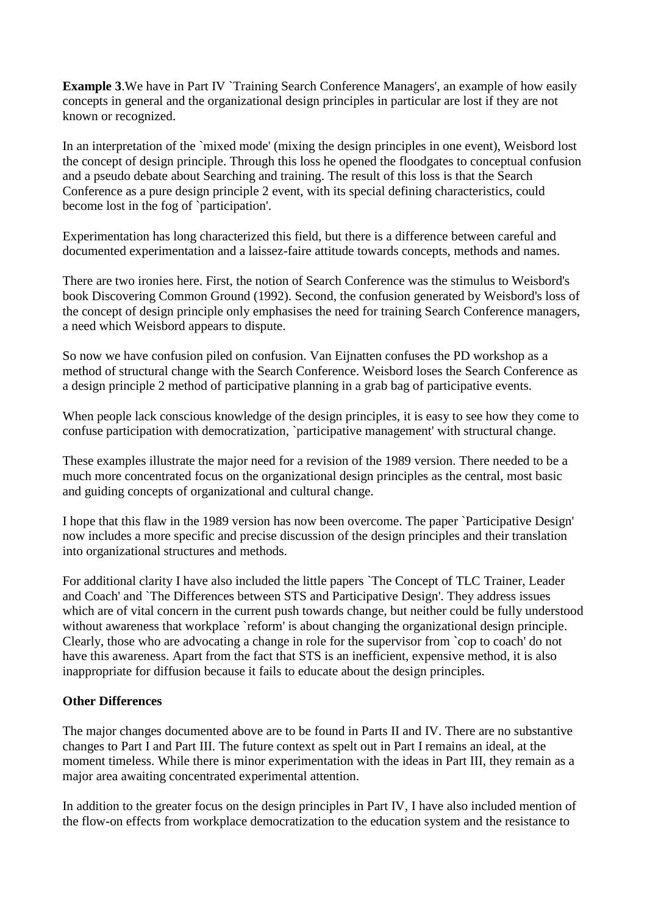**Example 3**.We have in Part IV `Training Search Conference Managers', an example of how easily concepts in general and the organizational design principles in particular are lost if they are not known or recognized.

In an interpretation of the `mixed mode' (mixing the design principles in one event), Weisbord lost the concept of design principle. Through this loss he opened the floodgates to conceptual confusion and a pseudo debate about Searching and training. The result of this loss is that the Search Conference as a pure design principle 2 event, with its special defining characteristics, could become lost in the fog of `participation'.

Experimentation has long characterized this field, but there is a difference between careful and documented experimentation and a laissez-faire attitude towards concepts, methods and names.

There are two ironies here. First, the notion of Search Conference was the stimulus to Weisbord's book Discovering Common Ground (1992). Second, the confusion generated by Weisbord's loss of the concept of design principle only emphasises the need for training Search Conference managers, a need which Weisbord appears to dispute.

So now we have confusion piled on confusion. Van Eijnatten confuses the PD workshop as a method of structural change with the Search Conference. Weisbord loses the Search Conference as a design principle 2 method of participative planning in a grab bag of participative events.

When people lack conscious knowledge of the design principles, it is easy to see how they come to confuse participation with democratization, `participative management' with structural change.

These examples illustrate the major need for a revision of the 1989 version. There needed to be a much more concentrated focus on the organizational design principles as the central, most basic and guiding concepts of organizational and cultural change.

I hope that this flaw in the 1989 version has now been overcome. The paper `Participative Design' now includes a more specific and precise discussion of the design principles and their translation into organizational structures and methods.

For additional clarity I have also included the little papers `The Concept of TLC Trainer, Leader and Coach' and `The Differences between STS and Participative Design'. They address issues which are of vital concern in the current push towards change, but neither could be fully understood without awareness that workplace `reform' is about changing the organizational design principle. Clearly, those who are advocating a change in role for the supervisor from `cop to coach' do not have this awareness. Apart from the fact that STS is an inefficient, expensive method, it is also inappropriate for diffusion because it fails to educate about the design principles.

**Other Differences**

The major changes documented above are to be found in Parts II and IV. There are no substantive changes to Part I and Part III. The future context as spelt out in Part I remains an ideal, at the moment timeless. While there is minor experimentation with the ideas in Part III, they remain as a major area awaiting concentrated experimental attention.

In addition to the greater focus on the design principles in Part IV, I have also included mention of the flow-on effects from workplace democratization to the education system and the resistance to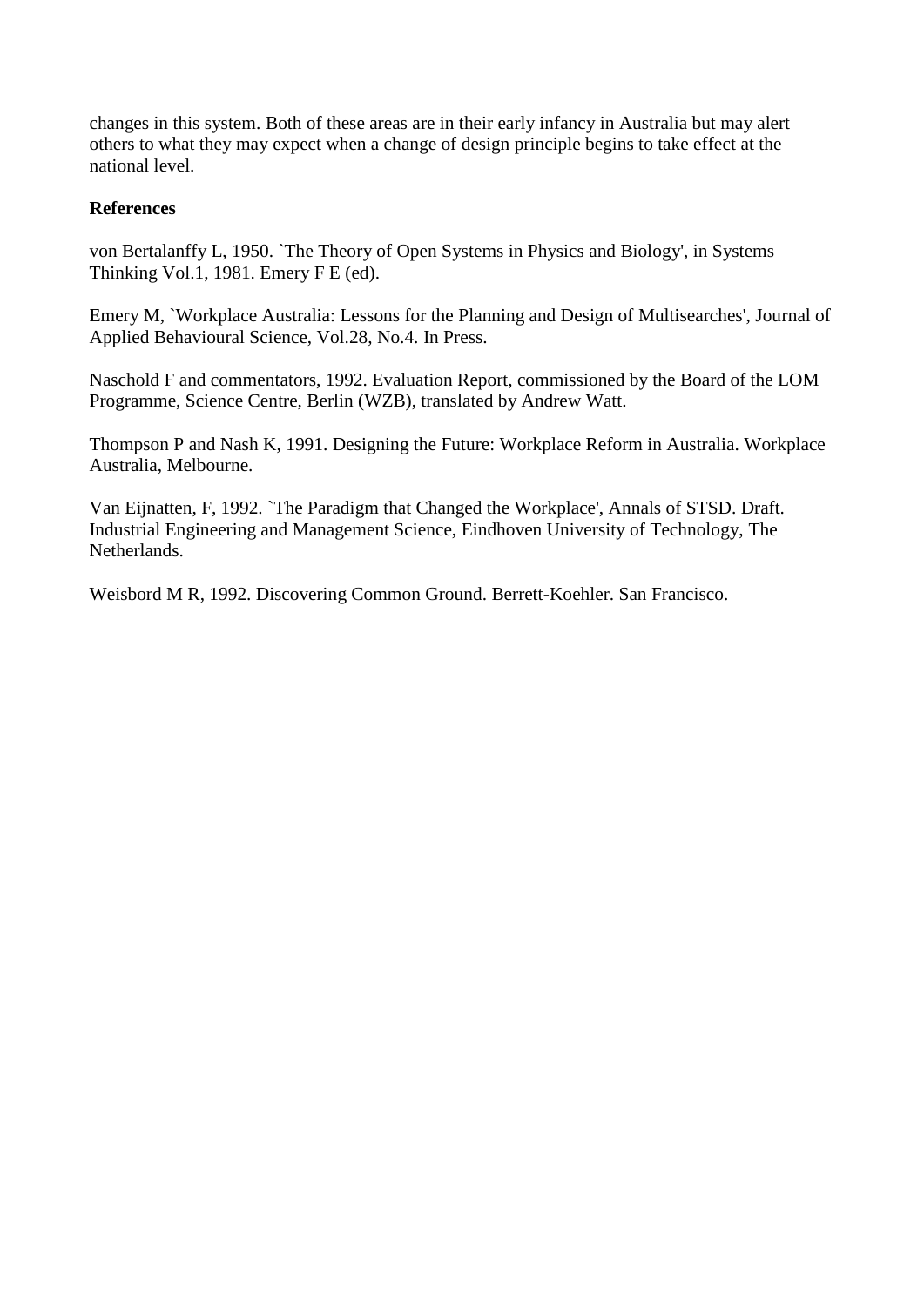changes in this system. Both of these areas are in their early infancy in Australia but may alert others to what they may expect when a change of design principle begins to take effect at the national level.

**References**

von Bertalanffy L, 1950. `The Theory of Open Systems in Physics and Biology', in Systems Thinking Vol.1, 1981. Emery F E (ed).

Emery M, `Workplace Australia: Lessons for the Planning and Design of Multisearches', Journal of Applied Behavioural Science, Vol.28, No.4. In Press.

Naschold F and commentators, 1992. Evaluation Report, commissioned by the Board of the LOM Programme, Science Centre, Berlin (WZB), translated by Andrew Watt.

Thompson P and Nash K, 1991. Designing the Future: Workplace Reform in Australia. Workplace Australia, Melbourne.

Van Eijnatten, F, 1992. `The Paradigm that Changed the Workplace', Annals of STSD. Draft. Industrial Engineering and Management Science, Eindhoven University of Technology, The Netherlands.

Weisbord M R, 1992. Discovering Common Ground. Berrett-Koehler. San Francisco.